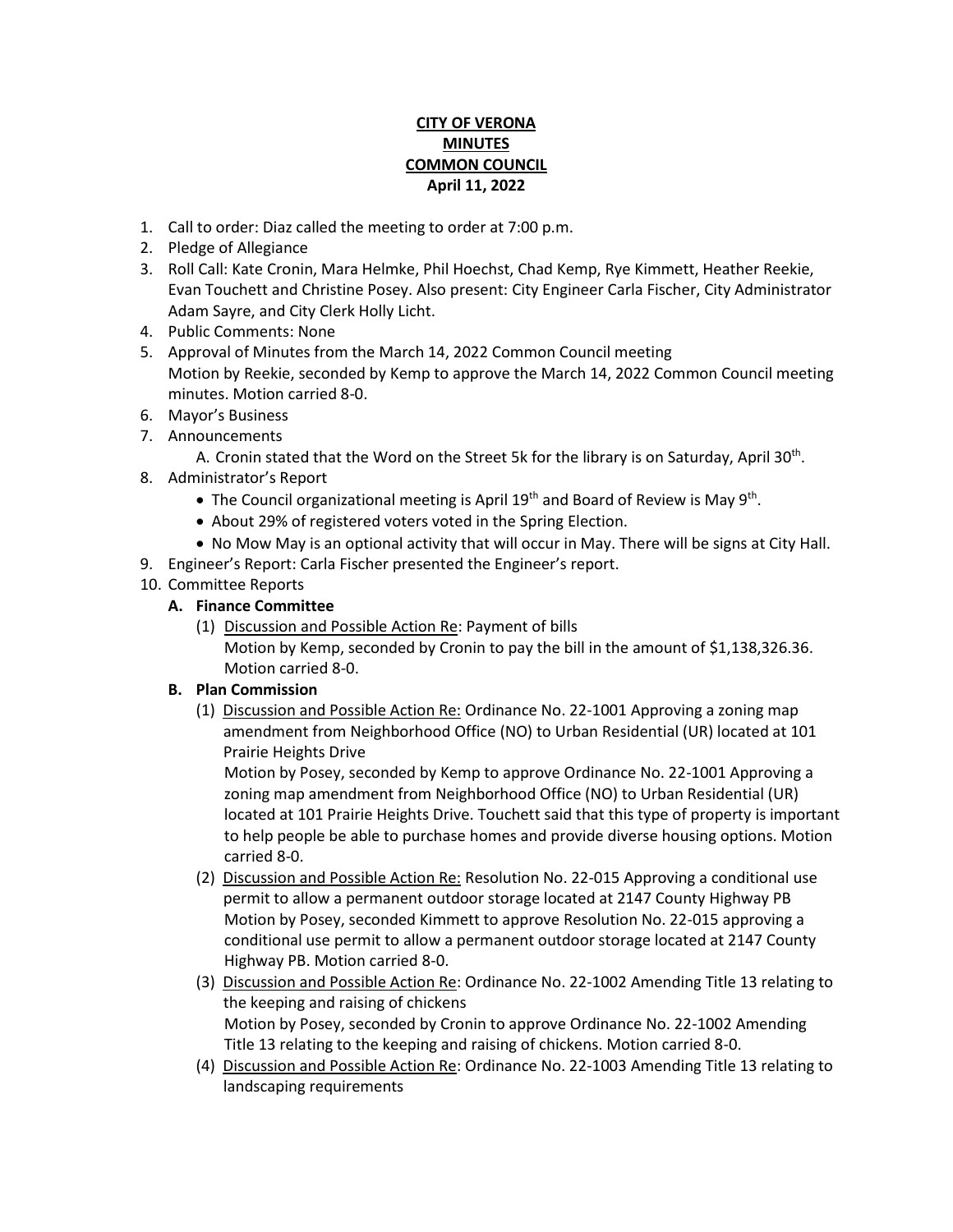**CITY OF VERONA**
**MINUTES**
**COMMON COUNCIL**
**April 11, 2022**

1. Call to order: Diaz called the meeting to order at 7:00 p.m.
2. Pledge of Allegiance
3. Roll Call: Kate Cronin, Mara Helmke, Phil Hoechst, Chad Kemp, Rye Kimmett, Heather Reekie, Evan Touchett and Christine Posey. Also present: City Engineer Carla Fischer, City Administrator Adam Sayre, and City Clerk Holly Licht.
4. Public Comments: None
5. Approval of Minutes from the March 14, 2022 Common Council meeting
   Motion by Reekie, seconded by Kemp to approve the March 14, 2022 Common Council meeting minutes. Motion carried 8-0.
6. Mayor's Business
7. Announcements
   A. Cronin stated that the Word on the Street 5k for the library is on Saturday, April 30th.
8. Administrator's Report
   - The Council organizational meeting is April 19th and Board of Review is May 9th.
   - About 29% of registered voters voted in the Spring Election.
   - No Mow May is an optional activity that will occur in May. There will be signs at City Hall.
9. Engineer's Report: Carla Fischer presented the Engineer's report.
10. Committee Reports
    **A. Finance Committee**
    (1) Discussion and Possible Action Re: Payment of bills
    Motion by Kemp, seconded by Cronin to pay the bill in the amount of $1,138,326.36. Motion carried 8-0.

    **B. Plan Commission**
    (1) Discussion and Possible Action Re: Ordinance No. 22-1001 Approving a zoning map amendment from Neighborhood Office (NO) to Urban Residential (UR) located at 101 Prairie Heights Drive
    Motion by Posey, seconded by Kemp to approve Ordinance No. 22-1001 Approving a zoning map amendment from Neighborhood Office (NO) to Urban Residential (UR) located at 101 Prairie Heights Drive. Touchett said that this type of property is important to help people be able to purchase homes and provide diverse housing options. Motion carried 8-0.

    (2) Discussion and Possible Action Re: Resolution No. 22-015 Approving a conditional use permit to allow a permanent outdoor storage located at 2147 County Highway PB
    Motion by Posey, seconded Kimmett to approve Resolution No. 22-015 approving a conditional use permit to allow a permanent outdoor storage located at 2147 County Highway PB. Motion carried 8-0.

    (3) Discussion and Possible Action Re: Ordinance No. 22-1002 Amending Title 13 relating to the keeping and raising of chickens
    Motion by Posey, seconded by Cronin to approve Ordinance No. 22-1002 Amending Title 13 relating to the keeping and raising of chickens. Motion carried 8-0.

    (4) Discussion and Possible Action Re: Ordinance No. 22-1003 Amending Title 13 relating to landscaping requirements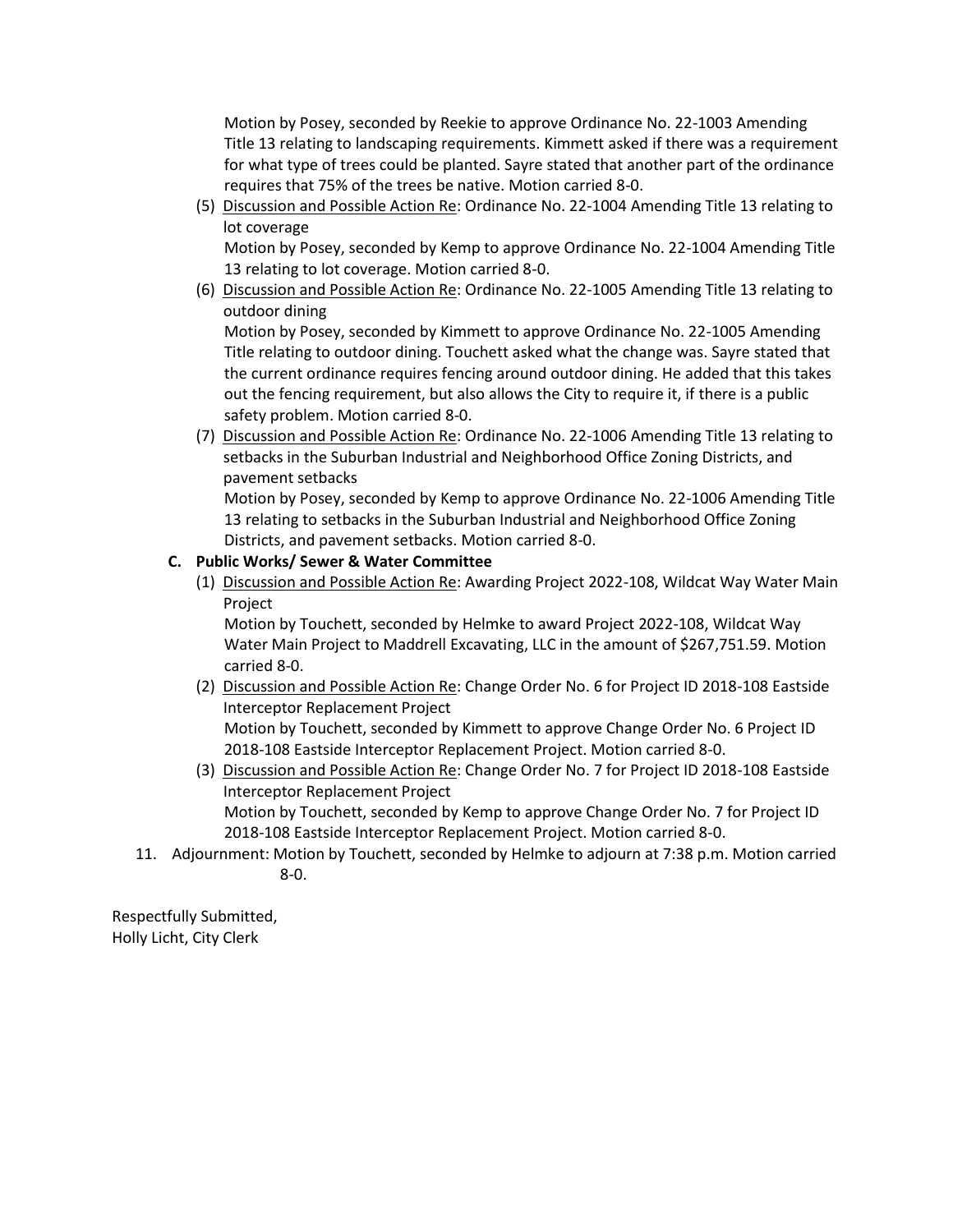Motion by Posey, seconded by Reekie to approve Ordinance No. 22-1003 Amending Title 13 relating to landscaping requirements. Kimmett asked if there was a requirement for what type of trees could be planted. Sayre stated that another part of the ordinance requires that 75% of the trees be native. Motion carried 8-0.

(5) Discussion and Possible Action Re: Ordinance No. 22-1004 Amending Title 13 relating to lot coverage
Motion by Posey, seconded by Kemp to approve Ordinance No. 22-1004 Amending Title 13 relating to lot coverage. Motion carried 8-0.

(6) Discussion and Possible Action Re: Ordinance No. 22-1005 Amending Title 13 relating to outdoor dining
Motion by Posey, seconded by Kimmett to approve Ordinance No. 22-1005 Amending Title relating to outdoor dining. Touchett asked what the change was. Sayre stated that the current ordinance requires fencing around outdoor dining. He added that this takes out the fencing requirement, but also allows the City to require it, if there is a public safety problem. Motion carried 8-0.

(7) Discussion and Possible Action Re: Ordinance No. 22-1006 Amending Title 13 relating to setbacks in the Suburban Industrial and Neighborhood Office Zoning Districts, and pavement setbacks
Motion by Posey, seconded by Kemp to approve Ordinance No. 22-1006 Amending Title 13 relating to setbacks in the Suburban Industrial and Neighborhood Office Zoning Districts, and pavement setbacks. Motion carried 8-0.

**C. Public Works/ Sewer & Water Committee**

(1) Discussion and Possible Action Re: Awarding Project 2022-108, Wildcat Way Water Main Project
Motion by Touchett, seconded by Helmke to award Project 2022-108, Wildcat Way Water Main Project to Maddrell Excavating, LLC in the amount of $267,751.59. Motion carried 8-0.

(2) Discussion and Possible Action Re: Change Order No. 6 for Project ID 2018-108 Eastside Interceptor Replacement Project
Motion by Touchett, seconded by Kimmett to approve Change Order No. 6 Project ID 2018-108 Eastside Interceptor Replacement Project. Motion carried 8-0.

(3) Discussion and Possible Action Re: Change Order No. 7 for Project ID 2018-108 Eastside Interceptor Replacement Project
Motion by Touchett, seconded by Kemp to approve Change Order No. 7 for Project ID 2018-108 Eastside Interceptor Replacement Project. Motion carried 8-0.

11. Adjournment: Motion by Touchett, seconded by Helmke to adjourn at 7:38 p.m. Motion carried 8-0.

Respectfully Submitted,
Holly Licht, City Clerk